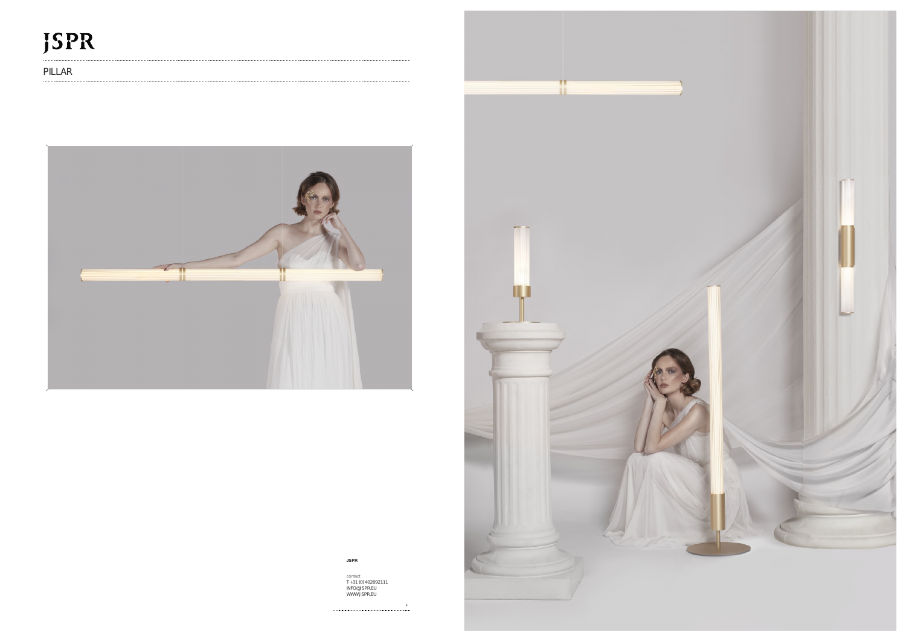# JSPR

## PILLAR

**JSPR**

contact
T +31 (0) 402692111
INFO@JSPR.EU
WWW.JSPR.EU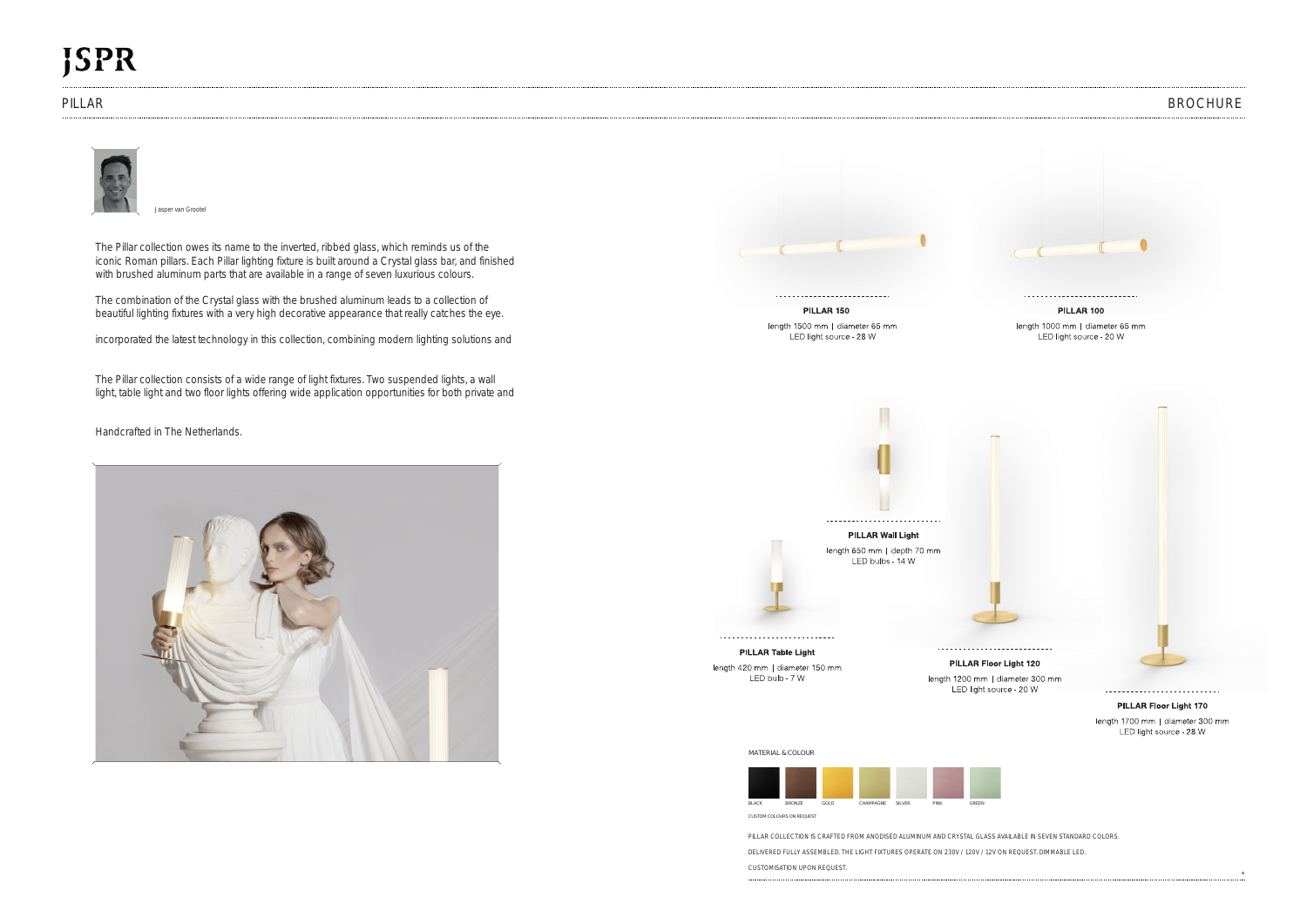# JSPR

PILLAR

BROCHURE

Jasper van Grootel

The Pillar collection owes its name to the inverted, ribbed glass, which reminds us of the iconic Roman pillars. Each Pillar lighting fixture is built around a Crystal glass bar, and finished with brushed aluminum parts that are available in a range of seven luxurious colours.

The combination of the Crystal glass with the brushed aluminum leads to a collection of beautiful lighting fixtures with a very high decorative appearance that really catches the eye.

incorporated the latest technology in this collection, combining modern lighting solutions and

The Pillar collection consists of a wide range of light fixtures. Two suspended lights, a wall light, table light and two floor lights offering wide application opportunities for both private and

Handcrafted in The Netherlands.

**PILLAR 150**
length 1500 mm | diameter 65 mm
LED light source - 28 W

**PILLAR 100**
length 1000 mm | diameter 65 mm
LED light source - 20 W

**PILLAR Wall Light**
length 650 mm | depth 70 mm
LED bulbs - 14 W

**PILLAR Table Light**
length 420 mm | diameter 150 mm
LED bulb - 7 W

**PILLAR Floor Light 120**
length 1200 mm | diameter 300 mm
LED light source - 20 W

**PILLAR Floor Light 170**
length 1700 mm | diameter 300 mm
LED light source - 28 W

MATERIAL & COLOUR

BLACK, BRONZE, GOLD, CHAMPAGNE, SILVER, PINK, GREEN

CUSTOM COLOURS ON REQUEST

PILLAR COLLECTION IS CRAFTED FROM ANODISED ALUMINIUM AND CRYSTAL GLASS AVAILABLE IN SEVEN STANDARD COLORS.

DELIVERED FULLY ASSEMBLED. THE LIGHT FIXTURES OPERATE ON 230V / 120V / 12V ON REQUEST. DIMMABLE LED.

CUSTOMISATION UPON REQUEST.